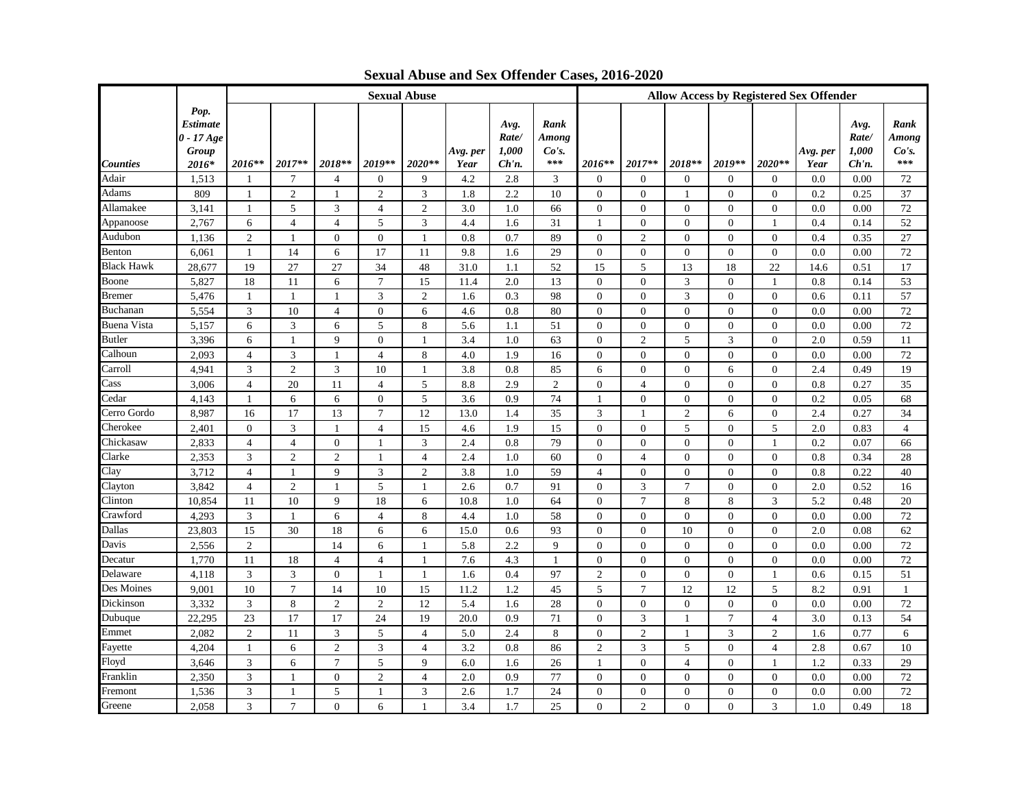# Sexual Abuse and Sex Offender Cases, 2016-2020

| | | Sexual Abuse | | | | | | | | Allow Access by Registered Sex Offender | | | | | | | |
|---|---|---|---|---|---|---|---|---|---|---|---|---|---|---|---|---|---|
| *Counties* | *Pop. Estimate 0 - 17 Age Group 2016** | *2016*** | *2017*** | *2018*** | *2019*** | *2020*** | *Avg. per Year* | *Avg. Rate/ 1,000 Ch'n.* | *Rank Among Co's. **** | *2016*** | *2017*** | *2018*** | *2019*** | *2020*** | *Avg. per Year* | *Avg. Rate/ 1,000 Ch'n.* | *Rank Among Co's. **** |
| Adair | 1,513 | 1 | 7 | 4 | 0 | 9 | 4.2 | 2.8 | 3 | 0 | 0 | 0 | 0 | 0 | 0.0 | 0.00 | 72 |
| Adams | 809 | 1 | 2 | 1 | 2 | 3 | 1.8 | 2.2 | 10 | 0 | 0 | 1 | 0 | 0 | 0.2 | 0.25 | 37 |
| Allamakee | 3,141 | 1 | 5 | 3 | 4 | 2 | 3.0 | 1.0 | 66 | 0 | 0 | 0 | 0 | 0 | 0.0 | 0.00 | 72 |
| Appanoose | 2,767 | 6 | 4 | 4 | 5 | 3 | 4.4 | 1.6 | 31 | 1 | 0 | 0 | 0 | 1 | 0.4 | 0.14 | 52 |
| Audubon | 1,136 | 2 | 1 | 0 | 0 | 1 | 0.8 | 0.7 | 89 | 0 | 2 | 0 | 0 | 0 | 0.4 | 0.35 | 27 |
| Benton | 6,061 | 1 | 14 | 6 | 17 | 11 | 9.8 | 1.6 | 29 | 0 | 0 | 0 | 0 | 0 | 0.0 | 0.00 | 72 |
| Black Hawk | 28,677 | 19 | 27 | 27 | 34 | 48 | 31.0 | 1.1 | 52 | 15 | 5 | 13 | 18 | 22 | 14.6 | 0.51 | 17 |
| Boone | 5,827 | 18 | 11 | 6 | 7 | 15 | 11.4 | 2.0 | 13 | 0 | 0 | 3 | 0 | 1 | 0.8 | 0.14 | 53 |
| Bremer | 5,476 | 1 | 1 | 1 | 3 | 2 | 1.6 | 0.3 | 98 | 0 | 0 | 3 | 0 | 0 | 0.6 | 0.11 | 57 |
| Buchanan | 5,554 | 3 | 10 | 4 | 0 | 6 | 4.6 | 0.8 | 80 | 0 | 0 | 0 | 0 | 0 | 0.0 | 0.00 | 72 |
| Buena Vista | 5,157 | 6 | 3 | 6 | 5 | 8 | 5.6 | 1.1 | 51 | 0 | 0 | 0 | 0 | 0 | 0.0 | 0.00 | 72 |
| Butler | 3,396 | 6 | 1 | 9 | 0 | 1 | 3.4 | 1.0 | 63 | 0 | 2 | 5 | 3 | 0 | 2.0 | 0.59 | 11 |
| Calhoun | 2,093 | 4 | 3 | 1 | 4 | 8 | 4.0 | 1.9 | 16 | 0 | 0 | 0 | 0 | 0 | 0.0 | 0.00 | 72 |
| Carroll | 4,941 | 3 | 2 | 3 | 10 | 1 | 3.8 | 0.8 | 85 | 6 | 0 | 0 | 6 | 0 | 2.4 | 0.49 | 19 |
| Cass | 3,006 | 4 | 20 | 11 | 4 | 5 | 8.8 | 2.9 | 2 | 0 | 4 | 0 | 0 | 0 | 0.8 | 0.27 | 35 |
| Cedar | 4,143 | 1 | 6 | 6 | 0 | 5 | 3.6 | 0.9 | 74 | 1 | 0 | 0 | 0 | 0 | 0.2 | 0.05 | 68 |
| Cerro Gordo | 8,987 | 16 | 17 | 13 | 7 | 12 | 13.0 | 1.4 | 35 | 3 | 1 | 2 | 6 | 0 | 2.4 | 0.27 | 34 |
| Cherokee | 2,401 | 0 | 3 | 1 | 4 | 15 | 4.6 | 1.9 | 15 | 0 | 0 | 5 | 0 | 5 | 2.0 | 0.83 | 4 |
| Chickasaw | 2,833 | 4 | 4 | 0 | 1 | 3 | 2.4 | 0.8 | 79 | 0 | 0 | 0 | 0 | 1 | 0.2 | 0.07 | 66 |
| Clarke | 2,353 | 3 | 2 | 2 | 1 | 4 | 2.4 | 1.0 | 60 | 0 | 4 | 0 | 0 | 0 | 0.8 | 0.34 | 28 |
| Clay | 3,712 | 4 | 1 | 9 | 3 | 2 | 3.8 | 1.0 | 59 | 4 | 0 | 0 | 0 | 0 | 0.8 | 0.22 | 40 |
| Clayton | 3,842 | 4 | 2 | 1 | 5 | 1 | 2.6 | 0.7 | 91 | 0 | 3 | 7 | 0 | 0 | 2.0 | 0.52 | 16 |
| Clinton | 10,854 | 11 | 10 | 9 | 18 | 6 | 10.8 | 1.0 | 64 | 0 | 7 | 8 | 8 | 3 | 5.2 | 0.48 | 20 |
| Crawford | 4,293 | 3 | 1 | 6 | 4 | 8 | 4.4 | 1.0 | 58 | 0 | 0 | 0 | 0 | 0 | 0.0 | 0.00 | 72 |
| Dallas | 23,803 | 15 | 30 | 18 | 6 | 6 | 15.0 | 0.6 | 93 | 0 | 0 | 10 | 0 | 0 | 2.0 | 0.08 | 62 |
| Davis | 2,556 | 2 | | 14 | 6 | 1 | 5.8 | 2.2 | 9 | 0 | 0 | 0 | 0 | 0 | 0.0 | 0.00 | 72 |
| Decatur | 1,770 | 11 | 18 | 4 | 4 | 1 | 7.6 | 4.3 | 1 | 0 | 0 | 0 | 0 | 0 | 0.0 | 0.00 | 72 |
| Delaware | 4,118 | 3 | 3 | 0 | 1 | 1 | 1.6 | 0.4 | 97 | 2 | 0 | 0 | 0 | 1 | 0.6 | 0.15 | 51 |
| Des Moines | 9,001 | 10 | 7 | 14 | 10 | 15 | 11.2 | 1.2 | 45 | 5 | 7 | 12 | 12 | 5 | 8.2 | 0.91 | 1 |
| Dickinson | 3,332 | 3 | 8 | 2 | 2 | 12 | 5.4 | 1.6 | 28 | 0 | 0 | 0 | 0 | 0 | 0.0 | 0.00 | 72 |
| Dubuque | 22,295 | 23 | 17 | 17 | 24 | 19 | 20.0 | 0.9 | 71 | 0 | 3 | 1 | 7 | 4 | 3.0 | 0.13 | 54 |
| Emmet | 2,082 | 2 | 11 | 3 | 5 | 4 | 5.0 | 2.4 | 8 | 0 | 2 | 1 | 3 | 2 | 1.6 | 0.77 | 6 |
| Fayette | 4,204 | 1 | 6 | 2 | 3 | 4 | 3.2 | 0.8 | 86 | 2 | 3 | 5 | 0 | 4 | 2.8 | 0.67 | 10 |
| Floyd | 3,646 | 3 | 6 | 7 | 5 | 9 | 6.0 | 1.6 | 26 | 1 | 0 | 4 | 0 | 1 | 1.2 | 0.33 | 29 |
| Franklin | 2,350 | 3 | 1 | 0 | 2 | 4 | 2.0 | 0.9 | 77 | 0 | 0 | 0 | 0 | 0 | 0.0 | 0.00 | 72 |
| Fremont | 1,536 | 3 | 1 | 5 | 1 | 3 | 2.6 | 1.7 | 24 | 0 | 0 | 0 | 0 | 0 | 0.0 | 0.00 | 72 |
| Greene | 2,058 | 3 | 7 | 0 | 6 | 1 | 3.4 | 1.7 | 25 | 0 | 2 | 0 | 0 | 3 | 1.0 | 0.49 | 18 |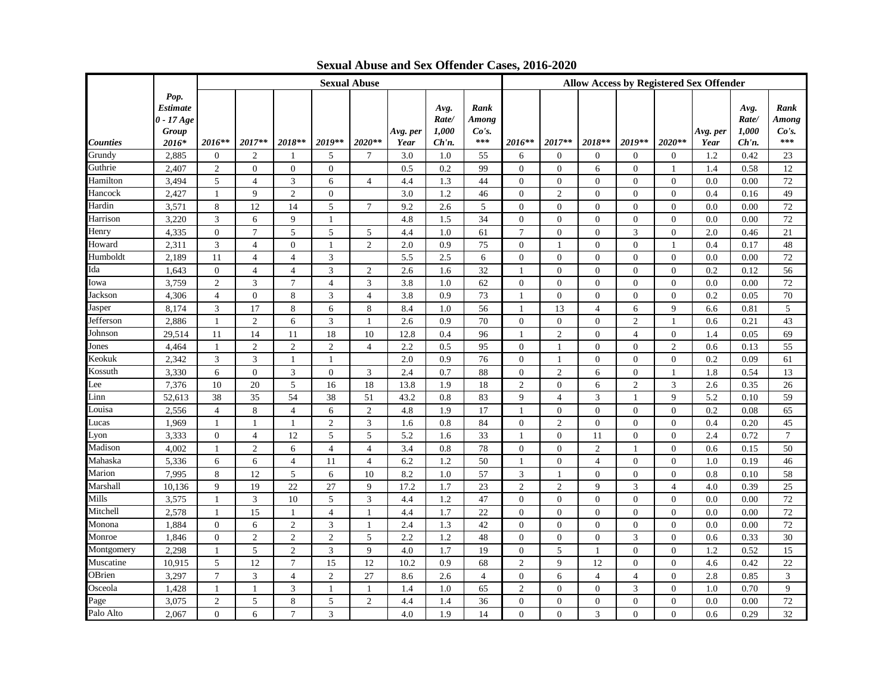# Sexual Abuse and Sex Offender Cases, 2016-2020

| | | Sexual Abuse | | | | | | | | Allow Access by Registered Sex Offender | | | | | | | |
|---|---|---|---|---|---|---|---|---|---|---|---|---|---|---|---|---|---|
| *Counties* | *Pop. Estimate 0 - 17 Age Group 2016** | *2016*** | *2017*** | *2018*** | *2019*** | *2020*** | *Avg. per Year* | *Avg. Rate/ 1,000 Ch'n.* | *Rank Among Co's. **** | *2016*** | *2017*** | *2018*** | *2019*** | *2020*** | *Avg. per Year* | *Avg. Rate/ 1,000 Ch'n.* | *Rank Among Co's. **** |
| Grundy | 2,885 | 0 | 2 | 1 | 5 | 7 | 3.0 | 1.0 | 55 | 6 | 0 | 0 | 0 | 0 | 1.2 | 0.42 | 23 |
| Guthrie | 2,407 | 2 | 0 | 0 | 0 | | 0.5 | 0.2 | 99 | 0 | 0 | 6 | 0 | 1 | 1.4 | 0.58 | 12 |
| Hamilton | 3,494 | 5 | 4 | 3 | 6 | 4 | 4.4 | 1.3 | 44 | 0 | 0 | 0 | 0 | 0 | 0.0 | 0.00 | 72 |
| Hancock | 2,427 | 1 | 9 | 2 | 0 | | 3.0 | 1.2 | 46 | 0 | 2 | 0 | 0 | 0 | 0.4 | 0.16 | 49 |
| Hardin | 3,571 | 8 | 12 | 14 | 5 | 7 | 9.2 | 2.6 | 5 | 0 | 0 | 0 | 0 | 0 | 0.0 | 0.00 | 72 |
| Harrison | 3,220 | 3 | 6 | 9 | 1 | | 4.8 | 1.5 | 34 | 0 | 0 | 0 | 0 | 0 | 0.0 | 0.00 | 72 |
| Henry | 4,335 | 0 | 7 | 5 | 5 | 5 | 4.4 | 1.0 | 61 | 7 | 0 | 0 | 3 | 0 | 2.0 | 0.46 | 21 |
| Howard | 2,311 | 3 | 4 | 0 | 1 | 2 | 2.0 | 0.9 | 75 | 0 | 1 | 0 | 0 | 1 | 0.4 | 0.17 | 48 |
| Humboldt | 2,189 | 11 | 4 | 4 | 3 | | 5.5 | 2.5 | 6 | 0 | 0 | 0 | 0 | 0 | 0.0 | 0.00 | 72 |
| Ida | 1,643 | 0 | 4 | 4 | 3 | 2 | 2.6 | 1.6 | 32 | 1 | 0 | 0 | 0 | 0 | 0.2 | 0.12 | 56 |
| Iowa | 3,759 | 2 | 3 | 7 | 4 | 3 | 3.8 | 1.0 | 62 | 0 | 0 | 0 | 0 | 0 | 0.0 | 0.00 | 72 |
| Jackson | 4,306 | 4 | 0 | 8 | 3 | 4 | 3.8 | 0.9 | 73 | 1 | 0 | 0 | 0 | 0 | 0.2 | 0.05 | 70 |
| Jasper | 8,174 | 3 | 17 | 8 | 6 | 8 | 8.4 | 1.0 | 56 | 1 | 13 | 4 | 6 | 9 | 6.6 | 0.81 | 5 |
| Jefferson | 2,886 | 1 | 2 | 6 | 3 | 1 | 2.6 | 0.9 | 70 | 0 | 0 | 0 | 2 | 1 | 0.6 | 0.21 | 43 |
| Johnson | 29,514 | 11 | 14 | 11 | 18 | 10 | 12.8 | 0.4 | 96 | 1 | 2 | 0 | 4 | 0 | 1.4 | 0.05 | 69 |
| Jones | 4,464 | 1 | 2 | 2 | 2 | 4 | 2.2 | 0.5 | 95 | 0 | 1 | 0 | 0 | 2 | 0.6 | 0.13 | 55 |
| Keokuk | 2,342 | 3 | 3 | 1 | 1 | | 2.0 | 0.9 | 76 | 0 | 1 | 0 | 0 | 0 | 0.2 | 0.09 | 61 |
| Kossuth | 3,330 | 6 | 0 | 3 | 0 | 3 | 2.4 | 0.7 | 88 | 0 | 2 | 6 | 0 | 1 | 1.8 | 0.54 | 13 |
| Lee | 7,376 | 10 | 20 | 5 | 16 | 18 | 13.8 | 1.9 | 18 | 2 | 0 | 6 | 2 | 3 | 2.6 | 0.35 | 26 |
| Linn | 52,613 | 38 | 35 | 54 | 38 | 51 | 43.2 | 0.8 | 83 | 9 | 4 | 3 | 1 | 9 | 5.2 | 0.10 | 59 |
| Louisa | 2,556 | 4 | 8 | 4 | 6 | 2 | 4.8 | 1.9 | 17 | 1 | 0 | 0 | 0 | 0 | 0.2 | 0.08 | 65 |
| Lucas | 1,969 | 1 | 1 | 1 | 2 | 3 | 1.6 | 0.8 | 84 | 0 | 2 | 0 | 0 | 0 | 0.4 | 0.20 | 45 |
| Lyon | 3,333 | 0 | 4 | 12 | 5 | 5 | 5.2 | 1.6 | 33 | 1 | 0 | 11 | 0 | 0 | 2.4 | 0.72 | 7 |
| Madison | 4,002 | 1 | 2 | 6 | 4 | 4 | 3.4 | 0.8 | 78 | 0 | 0 | 2 | 1 | 0 | 0.6 | 0.15 | 50 |
| Mahaska | 5,336 | 6 | 6 | 4 | 11 | 4 | 6.2 | 1.2 | 50 | 1 | 0 | 4 | 0 | 0 | 1.0 | 0.19 | 46 |
| Marion | 7,995 | 8 | 12 | 5 | 6 | 10 | 8.2 | 1.0 | 57 | 3 | 1 | 0 | 0 | 0 | 0.8 | 0.10 | 58 |
| Marshall | 10,136 | 9 | 19 | 22 | 27 | 9 | 17.2 | 1.7 | 23 | 2 | 2 | 9 | 3 | 4 | 4.0 | 0.39 | 25 |
| Mills | 3,575 | 1 | 3 | 10 | 5 | 3 | 4.4 | 1.2 | 47 | 0 | 0 | 0 | 0 | 0 | 0.0 | 0.00 | 72 |
| Mitchell | 2,578 | 1 | 15 | 1 | 4 | 1 | 4.4 | 1.7 | 22 | 0 | 0 | 0 | 0 | 0 | 0.0 | 0.00 | 72 |
| Monona | 1,884 | 0 | 6 | 2 | 3 | 1 | 2.4 | 1.3 | 42 | 0 | 0 | 0 | 0 | 0 | 0.0 | 0.00 | 72 |
| Monroe | 1,846 | 0 | 2 | 2 | 2 | 5 | 2.2 | 1.2 | 48 | 0 | 0 | 0 | 3 | 0 | 0.6 | 0.33 | 30 |
| Montgomery | 2,298 | 1 | 5 | 2 | 3 | 9 | 4.0 | 1.7 | 19 | 0 | 5 | 1 | 0 | 0 | 1.2 | 0.52 | 15 |
| Muscatine | 10,915 | 5 | 12 | 7 | 15 | 12 | 10.2 | 0.9 | 68 | 2 | 9 | 12 | 0 | 0 | 4.6 | 0.42 | 22 |
| OBrien | 3,297 | 7 | 3 | 4 | 2 | 27 | 8.6 | 2.6 | 4 | 0 | 6 | 4 | 4 | 0 | 2.8 | 0.85 | 3 |
| Osceola | 1,428 | 1 | 1 | 3 | 1 | 1 | 1.4 | 1.0 | 65 | 2 | 0 | 0 | 3 | 0 | 1.0 | 0.70 | 9 |
| Page | 3,075 | 2 | 5 | 8 | 5 | 2 | 4.4 | 1.4 | 36 | 0 | 0 | 0 | 0 | 0 | 0.0 | 0.00 | 72 |
| Palo Alto | 2,067 | 0 | 6 | 7 | 3 | | 4.0 | 1.9 | 14 | 0 | 0 | 3 | 0 | 0 | 0.6 | 0.29 | 32 |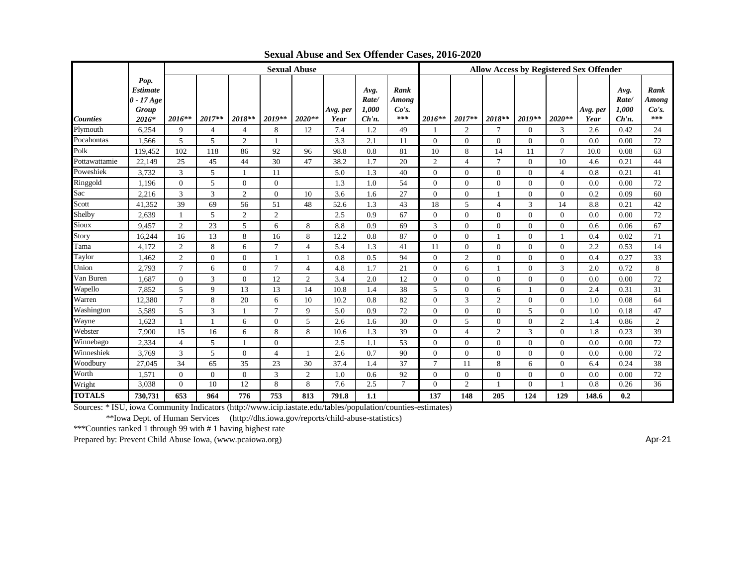## Sexual Abuse and Sex Offender Cases, 2016-2020

| | | Sexual Abuse | | | | | | | | Allow Access by Registered Sex Offender | | | | | | | |
|---|---|---|---|---|---|---|---|---|---|---|---|---|---|---|---|---|---|
| *Counties* | *Pop. Estimate 0 - 17 Age Group 2016** | *2016*** | *2017*** | *2018*** | *2019*** | *2020*** | *Avg. per Year* | *Avg. Rate/ 1,000 Ch'n.* | *Rank Among Co's. **** | *2016*** | *2017*** | *2018*** | *2019*** | *2020*** | *Avg. per Year* | *Avg. Rate/ 1,000 Ch'n.* | *Rank Among Co's. **** |
| Plymouth | 6,254 | 9 | 4 | 4 | 8 | 12 | 7.4 | 1.2 | 49 | 1 | 2 | 7 | 0 | 3 | 2.6 | 0.42 | 24 |
| Pocahontas | 1,566 | 5 | 5 | 2 | 1 | | 3.3 | 2.1 | 11 | 0 | 0 | 0 | 0 | 0 | 0.0 | 0.00 | 72 |
| Polk | 119,452 | 102 | 118 | 86 | 92 | 96 | 98.8 | 0.8 | 81 | 10 | 8 | 14 | 11 | 7 | 10.0 | 0.08 | 63 |
| Pottawattamie | 22,149 | 25 | 45 | 44 | 30 | 47 | 38.2 | 1.7 | 20 | 2 | 4 | 7 | 0 | 10 | 4.6 | 0.21 | 44 |
| Poweshiek | 3,732 | 3 | 5 | 1 | 11 | | 5.0 | 1.3 | 40 | 0 | 0 | 0 | 0 | 4 | 0.8 | 0.21 | 41 |
| Ringgold | 1,196 | 0 | 5 | 0 | 0 | | 1.3 | 1.0 | 54 | 0 | 0 | 0 | 0 | 0 | 0.0 | 0.00 | 72 |
| Sac | 2,216 | 3 | 3 | 2 | 0 | 10 | 3.6 | 1.6 | 27 | 0 | 0 | 1 | 0 | 0 | 0.2 | 0.09 | 60 |
| Scott | 41,352 | 39 | 69 | 56 | 51 | 48 | 52.6 | 1.3 | 43 | 18 | 5 | 4 | 3 | 14 | 8.8 | 0.21 | 42 |
| Shelby | 2,639 | 1 | 5 | 2 | 2 | | 2.5 | 0.9 | 67 | 0 | 0 | 0 | 0 | 0 | 0.0 | 0.00 | 72 |
| Sioux | 9,457 | 2 | 23 | 5 | 6 | 8 | 8.8 | 0.9 | 69 | 3 | 0 | 0 | 0 | 0 | 0.6 | 0.06 | 67 |
| Story | 16,244 | 16 | 13 | 8 | 16 | 8 | 12.2 | 0.8 | 87 | 0 | 0 | 1 | 0 | 1 | 0.4 | 0.02 | 71 |
| Tama | 4,172 | 2 | 8 | 6 | 7 | 4 | 5.4 | 1.3 | 41 | 11 | 0 | 0 | 0 | 0 | 2.2 | 0.53 | 14 |
| Taylor | 1,462 | 2 | 0 | 0 | 1 | 1 | 0.8 | 0.5 | 94 | 0 | 2 | 0 | 0 | 0 | 0.4 | 0.27 | 33 |
| Union | 2,793 | 7 | 6 | 0 | 7 | 4 | 4.8 | 1.7 | 21 | 0 | 6 | 1 | 0 | 3 | 2.0 | 0.72 | 8 |
| Van Buren | 1,687 | 0 | 3 | 0 | 12 | 2 | 3.4 | 2.0 | 12 | 0 | 0 | 0 | 0 | 0 | 0.0 | 0.00 | 72 |
| Wapello | 7,852 | 5 | 9 | 13 | 13 | 14 | 10.8 | 1.4 | 38 | 5 | 0 | 6 | 1 | 0 | 2.4 | 0.31 | 31 |
| Warren | 12,380 | 7 | 8 | 20 | 6 | 10 | 10.2 | 0.8 | 82 | 0 | 3 | 2 | 0 | 0 | 1.0 | 0.08 | 64 |
| Washington | 5,589 | 5 | 3 | 1 | 7 | 9 | 5.0 | 0.9 | 72 | 0 | 0 | 0 | 5 | 0 | 1.0 | 0.18 | 47 |
| Wayne | 1,623 | 1 | 1 | 6 | 0 | 5 | 2.6 | 1.6 | 30 | 0 | 5 | 0 | 0 | 2 | 1.4 | 0.86 | 2 |
| Webster | 7,900 | 15 | 16 | 6 | 8 | 8 | 10.6 | 1.3 | 39 | 0 | 4 | 2 | 3 | 0 | 1.8 | 0.23 | 39 |
| Winnebago | 2,334 | 4 | 5 | 1 | 0 | | 2.5 | 1.1 | 53 | 0 | 0 | 0 | 0 | 0 | 0.0 | 0.00 | 72 |
| Winneshiek | 3,769 | 3 | 5 | 0 | 4 | 1 | 2.6 | 0.7 | 90 | 0 | 0 | 0 | 0 | 0 | 0.0 | 0.00 | 72 |
| Woodbury | 27,045 | 34 | 65 | 35 | 23 | 30 | 37.4 | 1.4 | 37 | 7 | 11 | 8 | 6 | 0 | 6.4 | 0.24 | 38 |
| Worth | 1,571 | 0 | 0 | 0 | 3 | 2 | 1.0 | 0.6 | 92 | 0 | 0 | 0 | 0 | 0 | 0.0 | 0.00 | 72 |
| Wright | 3,038 | 0 | 10 | 12 | 8 | 8 | 7.6 | 2.5 | 7 | 0 | 2 | 1 | 0 | 1 | 0.8 | 0.26 | 36 |
| **TOTALS** | **730,731** | **653** | **964** | **776** | **753** | **813** | **791.8** | **1.1** | | **137** | **148** | **205** | **124** | **129** | **148.6** | **0.2** | |

Sources: * ISU, iowa Community Indicators (http://www.icip.iastate.edu/tables/population/counties-estimates)

**Iowa Dept. of Human Services (http://dhs.iowa.gov/reports/child-abuse-statistics)

***Counties ranked 1 through 99 with # 1 having highest rate

Prepared by: Prevent Child Abuse Iowa, (www.pcaiowa.org)

Apr-21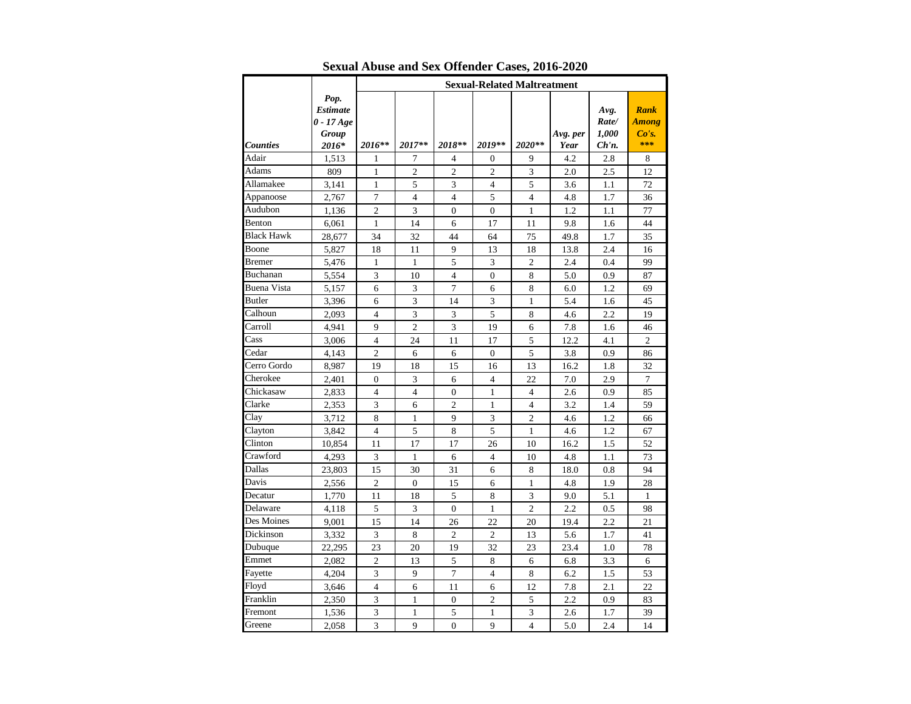# Sexual Abuse and Sex Offender Cases, 2016-2020

| | | Sexual-Related Maltreatment | | | | | | | |
|---|---|---|---|---|---|---|---|---|---|
| *Counties* | *Pop. Estimate 0 - 17 Age Group 2016** | *2016*** | *2017*** | *2018*** | *2019*** | *2020*** | *Avg. per Year* | *Avg. Rate/ 1,000 Ch'n.* | *Rank Among Co's. **** |
| Adair | 1,513 | 1 | 7 | 4 | 0 | 9 | 4.2 | 2.8 | 8 |
| Adams | 809 | 1 | 2 | 2 | 2 | 3 | 2.0 | 2.5 | 12 |
| Allamakee | 3,141 | 1 | 5 | 3 | 4 | 5 | 3.6 | 1.1 | 72 |
| Appanoose | 2,767 | 7 | 4 | 4 | 5 | 4 | 4.8 | 1.7 | 36 |
| Audubon | 1,136 | 2 | 3 | 0 | 0 | 1 | 1.2 | 1.1 | 77 |
| Benton | 6,061 | 1 | 14 | 6 | 17 | 11 | 9.8 | 1.6 | 44 |
| Black Hawk | 28,677 | 34 | 32 | 44 | 64 | 75 | 49.8 | 1.7 | 35 |
| Boone | 5,827 | 18 | 11 | 9 | 13 | 18 | 13.8 | 2.4 | 16 |
| Bremer | 5,476 | 1 | 1 | 5 | 3 | 2 | 2.4 | 0.4 | 99 |
| Buchanan | 5,554 | 3 | 10 | 4 | 0 | 8 | 5.0 | 0.9 | 87 |
| Buena Vista | 5,157 | 6 | 3 | 7 | 6 | 8 | 6.0 | 1.2 | 69 |
| Butler | 3,396 | 6 | 3 | 14 | 3 | 1 | 5.4 | 1.6 | 45 |
| Calhoun | 2,093 | 4 | 3 | 3 | 5 | 8 | 4.6 | 2.2 | 19 |
| Carroll | 4,941 | 9 | 2 | 3 | 19 | 6 | 7.8 | 1.6 | 46 |
| Cass | 3,006 | 4 | 24 | 11 | 17 | 5 | 12.2 | 4.1 | 2 |
| Cedar | 4,143 | 2 | 6 | 6 | 0 | 5 | 3.8 | 0.9 | 86 |
| Cerro Gordo | 8,987 | 19 | 18 | 15 | 16 | 13 | 16.2 | 1.8 | 32 |
| Cherokee | 2,401 | 0 | 3 | 6 | 4 | 22 | 7.0 | 2.9 | 7 |
| Chickasaw | 2,833 | 4 | 4 | 0 | 1 | 4 | 2.6 | 0.9 | 85 |
| Clarke | 2,353 | 3 | 6 | 2 | 1 | 4 | 3.2 | 1.4 | 59 |
| Clay | 3,712 | 8 | 1 | 9 | 3 | 2 | 4.6 | 1.2 | 66 |
| Clayton | 3,842 | 4 | 5 | 8 | 5 | 1 | 4.6 | 1.2 | 67 |
| Clinton | 10,854 | 11 | 17 | 17 | 26 | 10 | 16.2 | 1.5 | 52 |
| Crawford | 4,293 | 3 | 1 | 6 | 4 | 10 | 4.8 | 1.1 | 73 |
| Dallas | 23,803 | 15 | 30 | 31 | 6 | 8 | 18.0 | 0.8 | 94 |
| Davis | 2,556 | 2 | 0 | 15 | 6 | 1 | 4.8 | 1.9 | 28 |
| Decatur | 1,770 | 11 | 18 | 5 | 8 | 3 | 9.0 | 5.1 | 1 |
| Delaware | 4,118 | 5 | 3 | 0 | 1 | 2 | 2.2 | 0.5 | 98 |
| Des Moines | 9,001 | 15 | 14 | 26 | 22 | 20 | 19.4 | 2.2 | 21 |
| Dickinson | 3,332 | 3 | 8 | 2 | 2 | 13 | 5.6 | 1.7 | 41 |
| Dubuque | 22,295 | 23 | 20 | 19 | 32 | 23 | 23.4 | 1.0 | 78 |
| Emmet | 2,082 | 2 | 13 | 5 | 8 | 6 | 6.8 | 3.3 | 6 |
| Fayette | 4,204 | 3 | 9 | 7 | 4 | 8 | 6.2 | 1.5 | 53 |
| Floyd | 3,646 | 4 | 6 | 11 | 6 | 12 | 7.8 | 2.1 | 22 |
| Franklin | 2,350 | 3 | 1 | 0 | 2 | 5 | 2.2 | 0.9 | 83 |
| Fremont | 1,536 | 3 | 1 | 5 | 1 | 3 | 2.6 | 1.7 | 39 |
| Greene | 2,058 | 3 | 9 | 0 | 9 | 4 | 5.0 | 2.4 | 14 |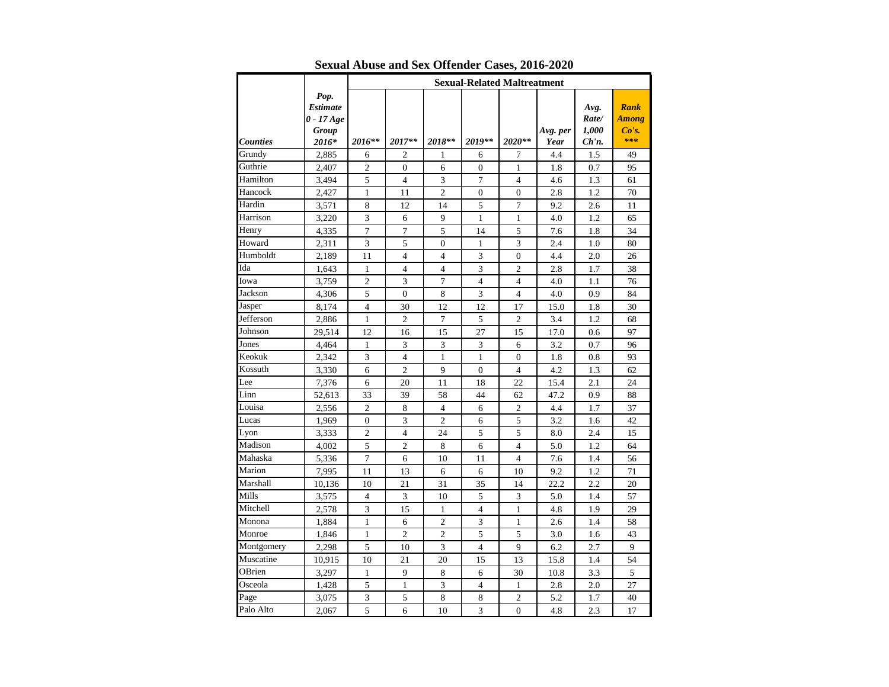## Sexual Abuse and Sex Offender Cases, 2016-2020

| | | Sexual-Related Maltreatment | | | | | | | |
|---|---|---|---|---|---|---|---|---|---|
| *Counties* | *Pop. Estimate 0 - 17 Age Group 2016** | *2016*** | *2017*** | *2018*** | *2019*** | *2020*** | *Avg. per Year* | *Avg. Rate/ 1,000 Ch'n.* | ***Rank Among Co's. ***** |
| Grundy | 2,885 | 6 | 2 | 1 | 6 | 7 | 4.4 | 1.5 | 49 |
| Guthrie | 2,407 | 2 | 0 | 6 | 0 | 1 | 1.8 | 0.7 | 95 |
| Hamilton | 3,494 | 5 | 4 | 3 | 7 | 4 | 4.6 | 1.3 | 61 |
| Hancock | 2,427 | 1 | 11 | 2 | 0 | 0 | 2.8 | 1.2 | 70 |
| Hardin | 3,571 | 8 | 12 | 14 | 5 | 7 | 9.2 | 2.6 | 11 |
| Harrison | 3,220 | 3 | 6 | 9 | 1 | 1 | 4.0 | 1.2 | 65 |
| Henry | 4,335 | 7 | 7 | 5 | 14 | 5 | 7.6 | 1.8 | 34 |
| Howard | 2,311 | 3 | 5 | 0 | 1 | 3 | 2.4 | 1.0 | 80 |
| Humboldt | 2,189 | 11 | 4 | 4 | 3 | 0 | 4.4 | 2.0 | 26 |
| Ida | 1,643 | 1 | 4 | 4 | 3 | 2 | 2.8 | 1.7 | 38 |
| Iowa | 3,759 | 2 | 3 | 7 | 4 | 4 | 4.0 | 1.1 | 76 |
| Jackson | 4,306 | 5 | 0 | 8 | 3 | 4 | 4.0 | 0.9 | 84 |
| Jasper | 8,174 | 4 | 30 | 12 | 12 | 17 | 15.0 | 1.8 | 30 |
| Jefferson | 2,886 | 1 | 2 | 7 | 5 | 2 | 3.4 | 1.2 | 68 |
| Johnson | 29,514 | 12 | 16 | 15 | 27 | 15 | 17.0 | 0.6 | 97 |
| Jones | 4,464 | 1 | 3 | 3 | 3 | 6 | 3.2 | 0.7 | 96 |
| Keokuk | 2,342 | 3 | 4 | 1 | 1 | 0 | 1.8 | 0.8 | 93 |
| Kossuth | 3,330 | 6 | 2 | 9 | 0 | 4 | 4.2 | 1.3 | 62 |
| Lee | 7,376 | 6 | 20 | 11 | 18 | 22 | 15.4 | 2.1 | 24 |
| Linn | 52,613 | 33 | 39 | 58 | 44 | 62 | 47.2 | 0.9 | 88 |
| Louisa | 2,556 | 2 | 8 | 4 | 6 | 2 | 4.4 | 1.7 | 37 |
| Lucas | 1,969 | 0 | 3 | 2 | 6 | 5 | 3.2 | 1.6 | 42 |
| Lyon | 3,333 | 2 | 4 | 24 | 5 | 5 | 8.0 | 2.4 | 15 |
| Madison | 4,002 | 5 | 2 | 8 | 6 | 4 | 5.0 | 1.2 | 64 |
| Mahaska | 5,336 | 7 | 6 | 10 | 11 | 4 | 7.6 | 1.4 | 56 |
| Marion | 7,995 | 11 | 13 | 6 | 6 | 10 | 9.2 | 1.2 | 71 |
| Marshall | 10,136 | 10 | 21 | 31 | 35 | 14 | 22.2 | 2.2 | 20 |
| Mills | 3,575 | 4 | 3 | 10 | 5 | 3 | 5.0 | 1.4 | 57 |
| Mitchell | 2,578 | 3 | 15 | 1 | 4 | 1 | 4.8 | 1.9 | 29 |
| Monona | 1,884 | 1 | 6 | 2 | 3 | 1 | 2.6 | 1.4 | 58 |
| Monroe | 1,846 | 1 | 2 | 2 | 5 | 5 | 3.0 | 1.6 | 43 |
| Montgomery | 2,298 | 5 | 10 | 3 | 4 | 9 | 6.2 | 2.7 | 9 |
| Muscatine | 10,915 | 10 | 21 | 20 | 15 | 13 | 15.8 | 1.4 | 54 |
| OBrien | 3,297 | 1 | 9 | 8 | 6 | 30 | 10.8 | 3.3 | 5 |
| Osceola | 1,428 | 5 | 1 | 3 | 4 | 1 | 2.8 | 2.0 | 27 |
| Page | 3,075 | 3 | 5 | 8 | 8 | 2 | 5.2 | 1.7 | 40 |
| Palo Alto | 2,067 | 5 | 6 | 10 | 3 | 0 | 4.8 | 2.3 | 17 |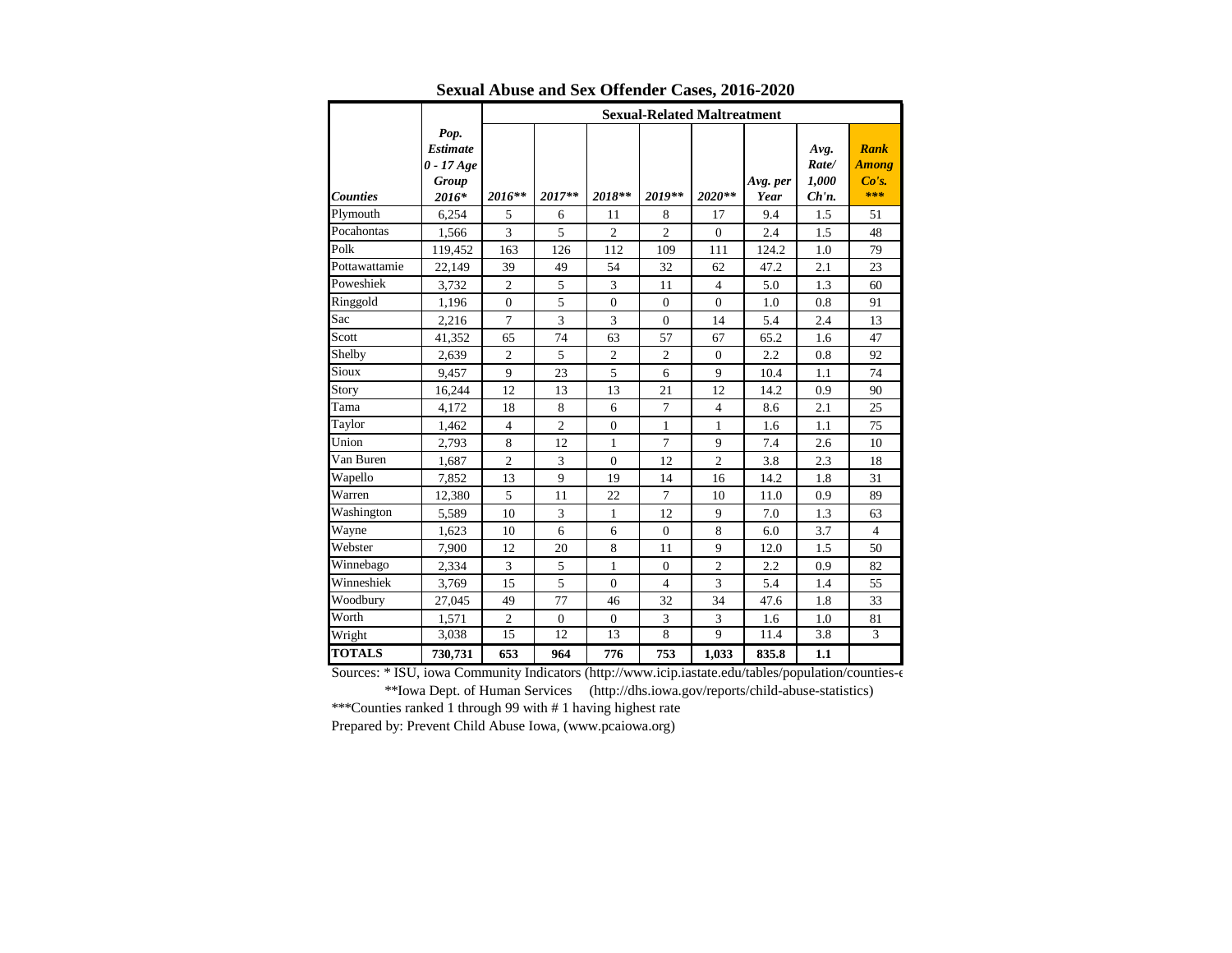# Sexual Abuse and Sex Offender Cases, 2016-2020

| | | Sexual-Related Maltreatment | | | | | | | |
|---|---|---|---|---|---|---|---|---|---|
| *Counties* | *Pop. Estimate 0 - 17 Age Group 2016** | *2016*** | *2017*** | *2018*** | *2019*** | *2020*** | *Avg. per Year* | *Avg. Rate/ 1,000 Ch'n.* | ***Rank Among Co's. **** |
| Plymouth | 6,254 | 5 | 6 | 11 | 8 | 17 | 9.4 | 1.5 | 51 |
| Pocahontas | 1,566 | 3 | 5 | 2 | 2 | 0 | 2.4 | 1.5 | 48 |
| Polk | 119,452 | 163 | 126 | 112 | 109 | 111 | 124.2 | 1.0 | 79 |
| Pottawattamie | 22,149 | 39 | 49 | 54 | 32 | 62 | 47.2 | 2.1 | 23 |
| Poweshiek | 3,732 | 2 | 5 | 3 | 11 | 4 | 5.0 | 1.3 | 60 |
| Ringgold | 1,196 | 0 | 5 | 0 | 0 | 0 | 1.0 | 0.8 | 91 |
| Sac | 2,216 | 7 | 3 | 3 | 0 | 14 | 5.4 | 2.4 | 13 |
| Scott | 41,352 | 65 | 74 | 63 | 57 | 67 | 65.2 | 1.6 | 47 |
| Shelby | 2,639 | 2 | 5 | 2 | 2 | 0 | 2.2 | 0.8 | 92 |
| Sioux | 9,457 | 9 | 23 | 5 | 6 | 9 | 10.4 | 1.1 | 74 |
| Story | 16,244 | 12 | 13 | 13 | 21 | 12 | 14.2 | 0.9 | 90 |
| Tama | 4,172 | 18 | 8 | 6 | 7 | 4 | 8.6 | 2.1 | 25 |
| Taylor | 1,462 | 4 | 2 | 0 | 1 | 1 | 1.6 | 1.1 | 75 |
| Union | 2,793 | 8 | 12 | 1 | 7 | 9 | 7.4 | 2.6 | 10 |
| Van Buren | 1,687 | 2 | 3 | 0 | 12 | 2 | 3.8 | 2.3 | 18 |
| Wapello | 7,852 | 13 | 9 | 19 | 14 | 16 | 14.2 | 1.8 | 31 |
| Warren | 12,380 | 5 | 11 | 22 | 7 | 10 | 11.0 | 0.9 | 89 |
| Washington | 5,589 | 10 | 3 | 1 | 12 | 9 | 7.0 | 1.3 | 63 |
| Wayne | 1,623 | 10 | 6 | 6 | 0 | 8 | 6.0 | 3.7 | 4 |
| Webster | 7,900 | 12 | 20 | 8 | 11 | 9 | 12.0 | 1.5 | 50 |
| Winnebago | 2,334 | 3 | 5 | 1 | 0 | 2 | 2.2 | 0.9 | 82 |
| Winneshiek | 3,769 | 15 | 5 | 0 | 4 | 3 | 5.4 | 1.4 | 55 |
| Woodbury | 27,045 | 49 | 77 | 46 | 32 | 34 | 47.6 | 1.8 | 33 |
| Worth | 1,571 | 2 | 0 | 0 | 3 | 3 | 1.6 | 1.0 | 81 |
| Wright | 3,038 | 15 | 12 | 13 | 8 | 9 | 11.4 | 3.8 | 3 |
| **TOTALS** | **730,731** | **653** | **964** | **776** | **753** | **1,033** | **835.8** | **1.1** | |

Sources: * ISU, iowa Community Indicators (http://www.icip.iastate.edu/tables/population/counties-e

**Iowa Dept. of Human Services (http://dhs.iowa.gov/reports/child-abuse-statistics)

***Counties ranked 1 through 99 with # 1 having highest rate

Prepared by: Prevent Child Abuse Iowa, (www.pcaiowa.org)